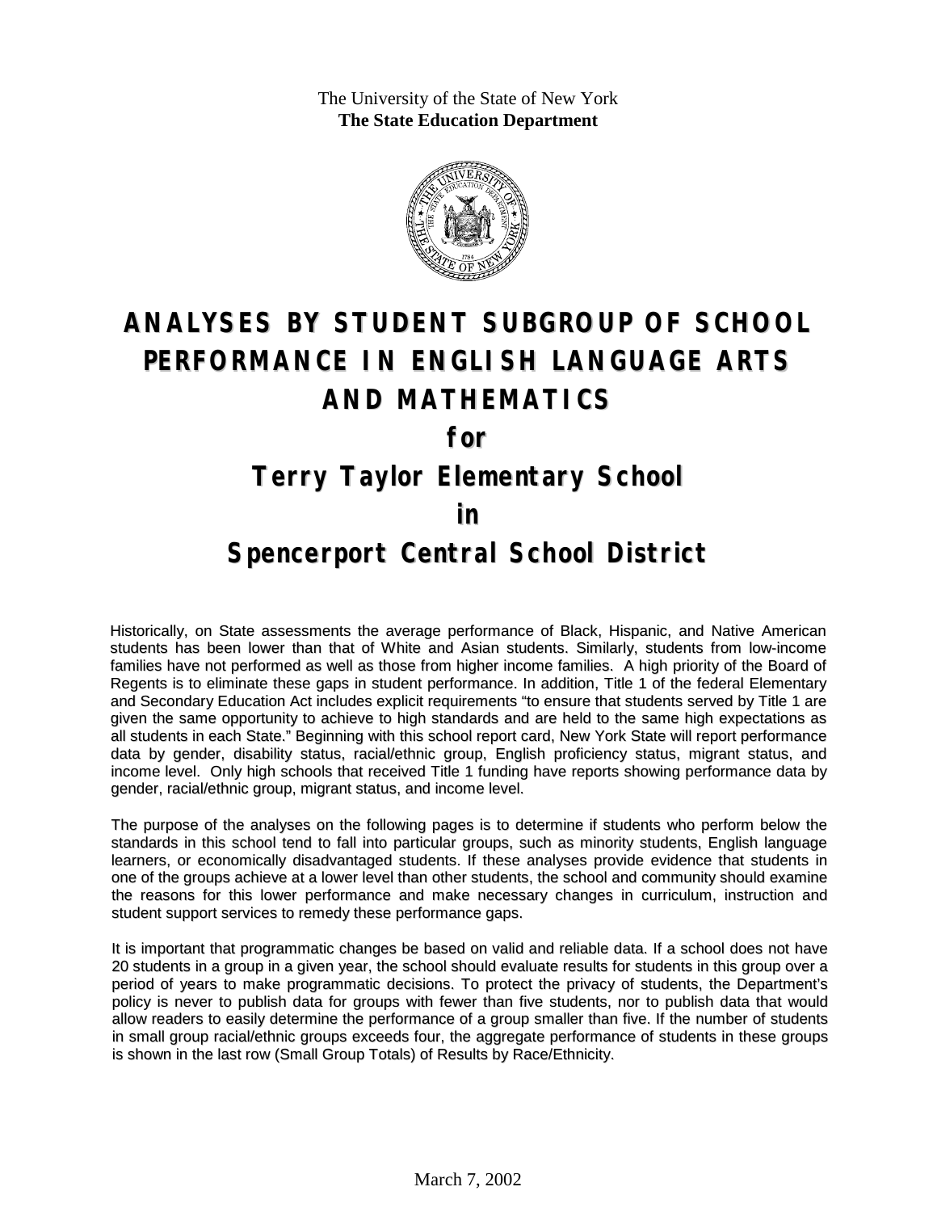The University of the State of New York
**The State Education Department**

# ANALYSES BY STUDENT SUBGROUP OF SCHOOL PERFORMANCE IN ENGLISH LANGUAGE ARTS AND MATHEMATICS

## for

## Terry Taylor Elementary School

## in

## Spencerport Central School District

Historically, on State assessments the average performance of Black, Hispanic, and Native American students has been lower than that of White and Asian students. Similarly, students from low-income families have not performed as well as those from higher income families. A high priority of the Board of Regents is to eliminate these gaps in student performance. In addition, Title 1 of the federal Elementary and Secondary Education Act includes explicit requirements "to ensure that students served by Title 1 are given the same opportunity to achieve to high standards and are held to the same high expectations as all students in each State." Beginning with this school report card, New York State will report performance data by gender, disability status, racial/ethnic group, English proficiency status, migrant status, and income level. Only high schools that received Title 1 funding have reports showing performance data by gender, racial/ethnic group, migrant status, and income level.

The purpose of the analyses on the following pages is to determine if students who perform below the standards in this school tend to fall into particular groups, such as minority students, English language learners, or economically disadvantaged students. If these analyses provide evidence that students in one of the groups achieve at a lower level than other students, the school and community should examine the reasons for this lower performance and make necessary changes in curriculum, instruction and student support services to remedy these performance gaps.

It is important that programmatic changes be based on valid and reliable data. If a school does not have 20 students in a group in a given year, the school should evaluate results for students in this group over a period of years to make programmatic decisions. To protect the privacy of students, the Department's policy is never to publish data for groups with fewer than five students, nor to publish data that would allow readers to easily determine the performance of a group smaller than five. If the number of students in small group racial/ethnic groups exceeds four, the aggregate performance of students in these groups is shown in the last row (Small Group Totals) of Results by Race/Ethnicity.

March 7, 2002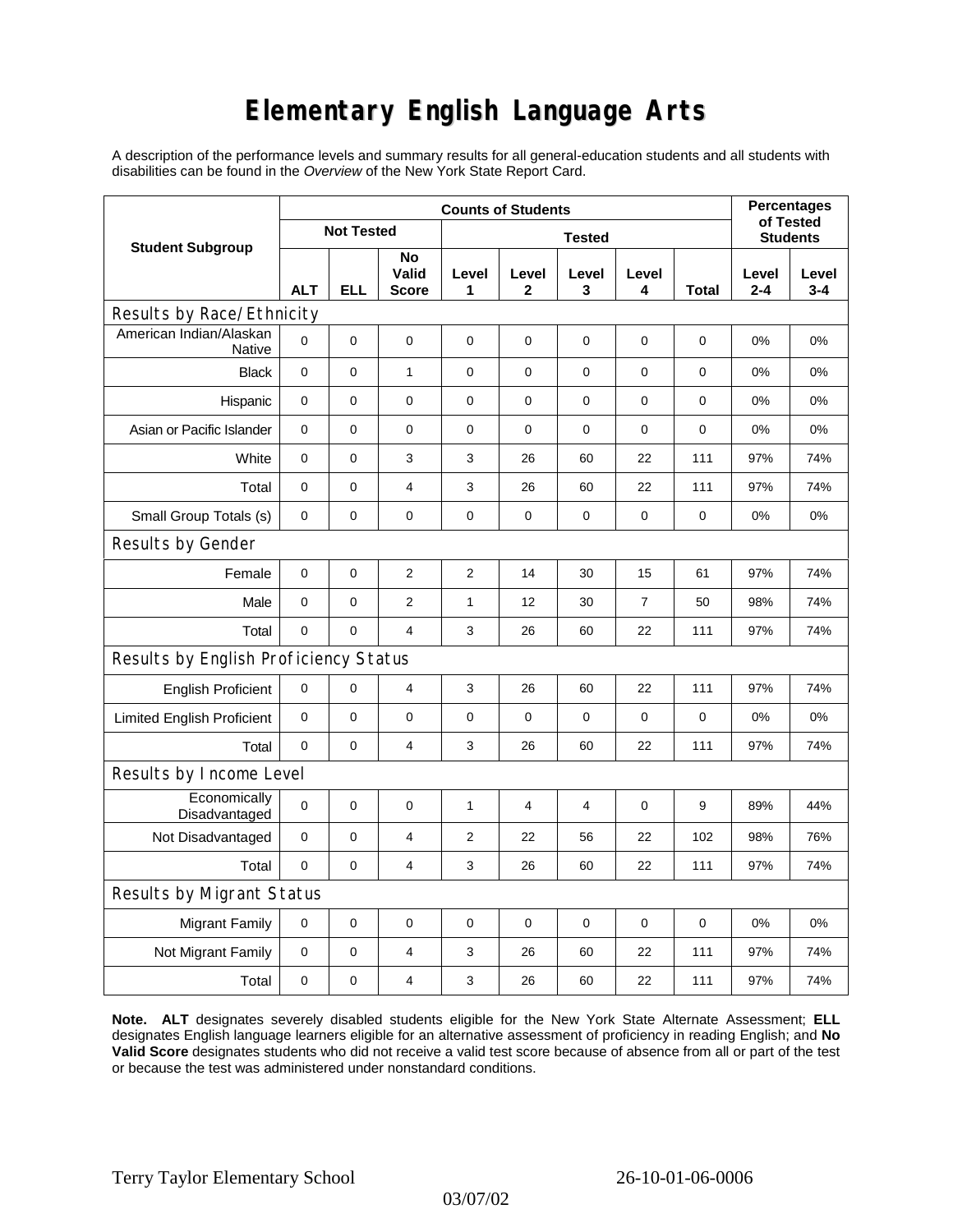# Elementary English Language Arts

A description of the performance levels and summary results for all general-education students and all students with disabilities can be found in the *Overview* of the New York State Report Card.

| Student Subgroup | Counts of Students | | | | | | | | Percentages of Tested Students | |
|---|---|---|---|---|---|---|---|---|---|---|
| | Not Tested | | | Tested | | | | | | |
| | ALT | ELL | No Valid Score | Level 1 | Level 2 | Level 3 | Level 4 | Total | Level 2-4 | Level 3-4 |
| **Results by Race/Ethnicity** | | | | | | | | | | |
| American Indian/Alaskan Native | 0 | 0 | 0 | 0 | 0 | 0 | 0 | 0 | 0% | 0% |
| Black | 0 | 0 | 1 | 0 | 0 | 0 | 0 | 0 | 0% | 0% |
| Hispanic | 0 | 0 | 0 | 0 | 0 | 0 | 0 | 0 | 0% | 0% |
| Asian or Pacific Islander | 0 | 0 | 0 | 0 | 0 | 0 | 0 | 0 | 0% | 0% |
| White | 0 | 0 | 3 | 3 | 26 | 60 | 22 | 111 | 97% | 74% |
| Total | 0 | 0 | 4 | 3 | 26 | 60 | 22 | 111 | 97% | 74% |
| Small Group Totals (s) | 0 | 0 | 0 | 0 | 0 | 0 | 0 | 0 | 0% | 0% |
| **Results by Gender** | | | | | | | | | | |
| Female | 0 | 0 | 2 | 2 | 14 | 30 | 15 | 61 | 97% | 74% |
| Male | 0 | 0 | 2 | 1 | 12 | 30 | 7 | 50 | 98% | 74% |
| Total | 0 | 0 | 4 | 3 | 26 | 60 | 22 | 111 | 97% | 74% |
| **Results by English Proficiency Status** | | | | | | | | | | |
| English Proficient | 0 | 0 | 4 | 3 | 26 | 60 | 22 | 111 | 97% | 74% |
| Limited English Proficient | 0 | 0 | 0 | 0 | 0 | 0 | 0 | 0 | 0% | 0% |
| Total | 0 | 0 | 4 | 3 | 26 | 60 | 22 | 111 | 97% | 74% |
| **Results by Income Level** | | | | | | | | | | |
| Economically Disadvantaged | 0 | 0 | 0 | 1 | 4 | 4 | 0 | 9 | 89% | 44% |
| Not Disadvantaged | 0 | 0 | 4 | 2 | 22 | 56 | 22 | 102 | 98% | 76% |
| Total | 0 | 0 | 4 | 3 | 26 | 60 | 22 | 111 | 97% | 74% |
| **Results by Migrant Status** | | | | | | | | | | |
| Migrant Family | 0 | 0 | 0 | 0 | 0 | 0 | 0 | 0 | 0% | 0% |
| Not Migrant Family | 0 | 0 | 4 | 3 | 26 | 60 | 22 | 111 | 97% | 74% |
| Total | 0 | 0 | 4 | 3 | 26 | 60 | 22 | 111 | 97% | 74% |

**Note. ALT** designates severely disabled students eligible for the New York State Alternate Assessment; **ELL** designates English language learners eligible for an alternative assessment of proficiency in reading English; and **No Valid Score** designates students who did not receive a valid test score because of absence from all or part of the test or because the test was administered under nonstandard conditions.

Terry Taylor Elementary School 26-10-01-06-0006

03/07/02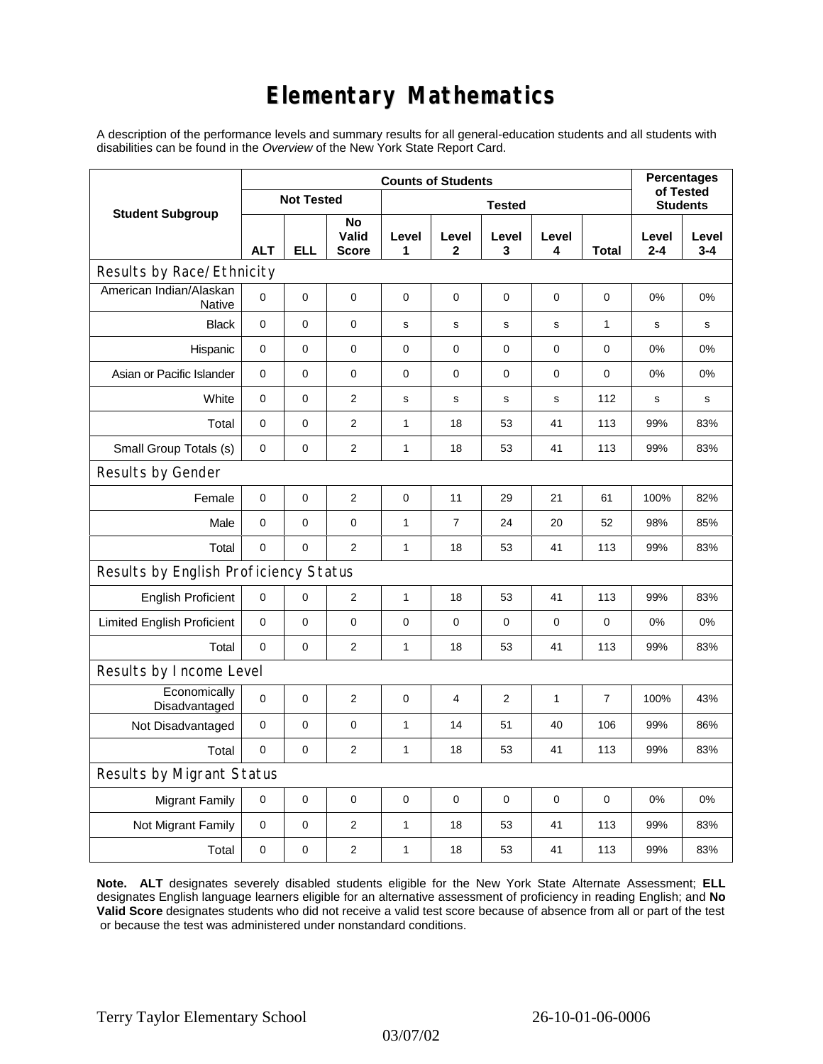# Elementary Mathematics

A description of the performance levels and summary results for all general-education students and all students with disabilities can be found in the *Overview* of the New York State Report Card.

| Student Subgroup | Counts of Students | | | | | | | | Percentages of Tested Students | |
|---|---|---|---|---|---|---|---|---|---|---|
| | Not Tested | | | Tested | | | | | | |
| | ALT | ELL | No Valid Score | Level 1 | Level 2 | Level 3 | Level 4 | Total | Level 2-4 | Level 3-4 |
| **Results by Race/Ethnicity** | | | | | | | | | | |
| American Indian/Alaskan Native | 0 | 0 | 0 | 0 | 0 | 0 | 0 | 0 | 0% | 0% |
| Black | 0 | 0 | 0 | s | s | s | s | 1 | s | s |
| Hispanic | 0 | 0 | 0 | 0 | 0 | 0 | 0 | 0 | 0% | 0% |
| Asian or Pacific Islander | 0 | 0 | 0 | 0 | 0 | 0 | 0 | 0 | 0% | 0% |
| White | 0 | 0 | 2 | s | s | s | s | 112 | s | s |
| Total | 0 | 0 | 2 | 1 | 18 | 53 | 41 | 113 | 99% | 83% |
| Small Group Totals (s) | 0 | 0 | 2 | 1 | 18 | 53 | 41 | 113 | 99% | 83% |
| **Results by Gender** | | | | | | | | | | |
| Female | 0 | 0 | 2 | 0 | 11 | 29 | 21 | 61 | 100% | 82% |
| Male | 0 | 0 | 0 | 1 | 7 | 24 | 20 | 52 | 98% | 85% |
| Total | 0 | 0 | 2 | 1 | 18 | 53 | 41 | 113 | 99% | 83% |
| **Results by English Proficiency Status** | | | | | | | | | | |
| English Proficient | 0 | 0 | 2 | 1 | 18 | 53 | 41 | 113 | 99% | 83% |
| Limited English Proficient | 0 | 0 | 0 | 0 | 0 | 0 | 0 | 0 | 0% | 0% |
| Total | 0 | 0 | 2 | 1 | 18 | 53 | 41 | 113 | 99% | 83% |
| **Results by Income Level** | | | | | | | | | | |
| Economically Disadvantaged | 0 | 0 | 2 | 0 | 4 | 2 | 1 | 7 | 100% | 43% |
| Not Disadvantaged | 0 | 0 | 0 | 1 | 14 | 51 | 40 | 106 | 99% | 86% |
| Total | 0 | 0 | 2 | 1 | 18 | 53 | 41 | 113 | 99% | 83% |
| **Results by Migrant Status** | | | | | | | | | | |
| Migrant Family | 0 | 0 | 0 | 0 | 0 | 0 | 0 | 0 | 0% | 0% |
| Not Migrant Family | 0 | 0 | 2 | 1 | 18 | 53 | 41 | 113 | 99% | 83% |
| Total | 0 | 0 | 2 | 1 | 18 | 53 | 41 | 113 | 99% | 83% |

**Note. ALT** designates severely disabled students eligible for the New York State Alternate Assessment; **ELL** designates English language learners eligible for an alternative assessment of proficiency in reading English; and **No Valid Score** designates students who did not receive a valid test score because of absence from all or part of the test or because the test was administered under nonstandard conditions.

Terry Taylor Elementary School 26-10-01-06-0006

03/07/02